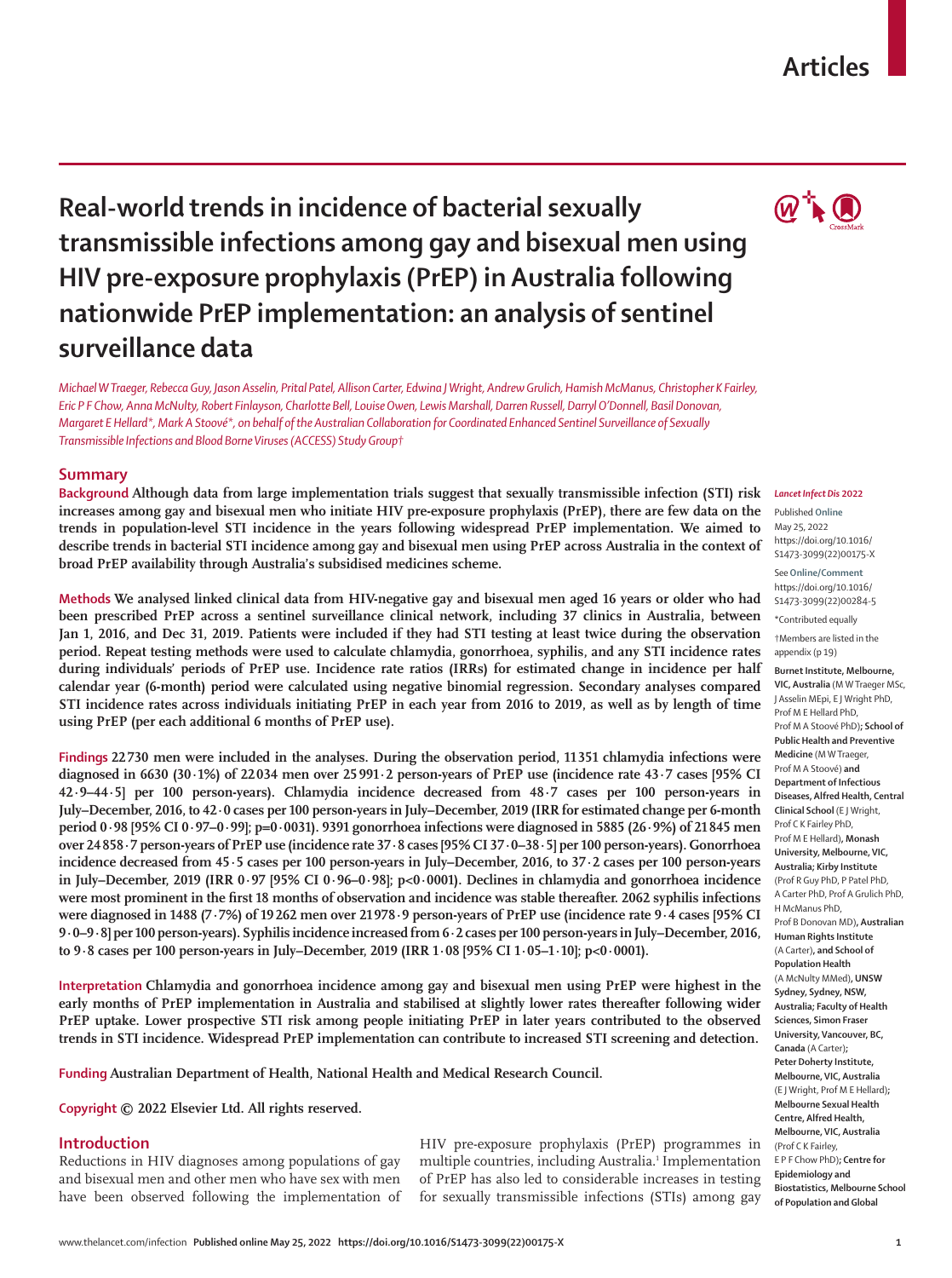Articles

# Real-world trends in incidence of bacterial sexually transmissible infections among gay and bisexual men using HIV pre-exposure prophylaxis (PrEP) in Australia following nationwide PrEP implementation: an analysis of sentinel surveillance data

*Michael W Traeger, Rebecca Guy, Jason Asselin, Prital Patel, Allison Carter, Edwina J Wright, Andrew Grulich, Hamish McManus, Christopher K Fairley, Eric P F Chow, Anna McNulty, Robert Finlayson, Charlotte Bell, Louise Owen, Lewis Marshall, Darren Russell, Darryl O'Donnell, Basil Donovan, Margaret E Hellard\*, Mark A Stoové\*, on behalf of the Australian Collaboration for Coordinated Enhanced Sentinel Surveillance of Sexually Transmissible Infections and Blood Borne Viruses (ACCESS) Study Group†*

## Summary

**Background** Although data from large implementation trials suggest that sexually transmissible infection (STI) risk increases among gay and bisexual men who initiate HIV pre-exposure prophylaxis (PrEP), there are few data on the trends in population-level STI incidence in the years following widespread PrEP implementation. We aimed to describe trends in bacterial STI incidence among gay and bisexual men using PrEP across Australia in the context of broad PrEP availability through Australia's subsidised medicines scheme.

**Methods** We analysed linked clinical data from HIV-negative gay and bisexual men aged 16 years or older who had been prescribed PrEP across a sentinel surveillance clinical network, including 37 clinics in Australia, between Jan 1, 2016, and Dec 31, 2019. Patients were included if they had STI testing at least twice during the observation period. Repeat testing methods were used to calculate chlamydia, gonorrhoea, syphilis, and any STI incidence rates during individuals' periods of PrEP use. Incidence rate ratios (IRRs) for estimated change in incidence per half calendar year (6-month) period were calculated using negative binomial regression. Secondary analyses compared STI incidence rates across individuals initiating PrEP in each year from 2016 to 2019, as well as by length of time using PrEP (per each additional 6 months of PrEP use).

**Findings** 22 730 men were included in the analyses. During the observation period, 11 351 chlamydia infections were diagnosed in 6630 (30·1%) of 22 034 men over 25 991·2 person-years of PrEP use (incidence rate 43·7 cases [95% CI 42·9–44·5] per 100 person-years). Chlamydia incidence decreased from 48·7 cases per 100 person-years in July–December, 2016, to 42·0 cases per 100 person-years in July–December, 2019 (IRR for estimated change per 6-month period 0·98 [95% CI 0·97–0·99]; p=0·0031). 9391 gonorrhoea infections were diagnosed in 5885 (26·9%) of 21 845 men over 24 858·7 person-years of PrEP use (incidence rate 37·8 cases [95% CI 37·0–38·5] per 100 person-years). Gonorrhoea incidence decreased from 45·5 cases per 100 person-years in July–December, 2016, to 37·2 cases per 100 person-years in July–December, 2019 (IRR 0·97 [95% CI 0·96–0·98]; p<0·0001). Declines in chlamydia and gonorrhoea incidence were most prominent in the first 18 months of observation and incidence was stable thereafter. 2062 syphilis infections were diagnosed in 1488 (7·7%) of 19 262 men over 21 978·9 person-years of PrEP use (incidence rate 9·4 cases [95% CI 9·0–9·8] per 100 person-years). Syphilis incidence increased from 6·2 cases per 100 person-years in July–December, 2016, to 9·8 cases per 100 person-years in July–December, 2019 (IRR 1·08 [95% CI 1·05–1·10]; p<0·0001).

**Interpretation** Chlamydia and gonorrhoea incidence among gay and bisexual men using PrEP were highest in the early months of PrEP implementation in Australia and stabilised at slightly lower rates thereafter following wider PrEP uptake. Lower prospective STI risk among people initiating PrEP in later years contributed to the observed trends in STI incidence. Widespread PrEP implementation can contribute to increased STI screening and detection.

**Funding** Australian Department of Health, National Health and Medical Research Council.

**Copyright** © 2022 Elsevier Ltd. All rights reserved.

*Lancet Infect Dis* 2022

Published Online May 25, 2022 https://doi.org/10.1016/S1473-3099(22)00175-X

See Online/Comment https://doi.org/10.1016/S1473-3099(22)00284-5

\*Contributed equally

†Members are listed in the appendix (p 19)

**Burnet Institute, Melbourne, VIC, Australia** (M W Traeger MSc, J Asselin MEpi, E J Wright PhD, Prof M E Hellard PhD, Prof M A Stoové PhD)**; School of Public Health and Preventive Medicine** (M W Traeger, Prof M A Stoové) **and Department of Infectious Diseases, Alfred Health, Central Clinical School** (E J Wright, Prof C K Fairley PhD, Prof M E Hellard)**, Monash University, Melbourne, VIC, Australia; Kirby Institute** (Prof R Guy PhD, P Patel PhD, A Carter PhD, Prof A Grulich PhD, H McManus PhD, Prof B Donovan MD)**, Australian Human Rights Institute** (A Carter)**, and School of Population Health** (A McNulty MMed)**, UNSW Sydney, Sydney, NSW, Australia; Faculty of Health Sciences, Simon Fraser University, Vancouver, BC, Canada** (A Carter)**; Peter Doherty Institute, Melbourne, VIC, Australia** (E J Wright, Prof M E Hellard)**; Melbourne Sexual Health Centre, Alfred Health, Melbourne, VIC, Australia** (Prof C K Fairley, E P F Chow PhD)**; Centre for Epidemiology and Biostatistics, Melbourne School of Population and Global**

## Introduction

Reductions in HIV diagnoses among populations of gay and bisexual men and other men who have sex with men have been observed following the implementation of HIV pre-exposure prophylaxis (PrEP) programmes in multiple countries, including Australia.[1] Implementation of PrEP has also led to considerable increases in testing for sexually transmissible infections (STIs) among gay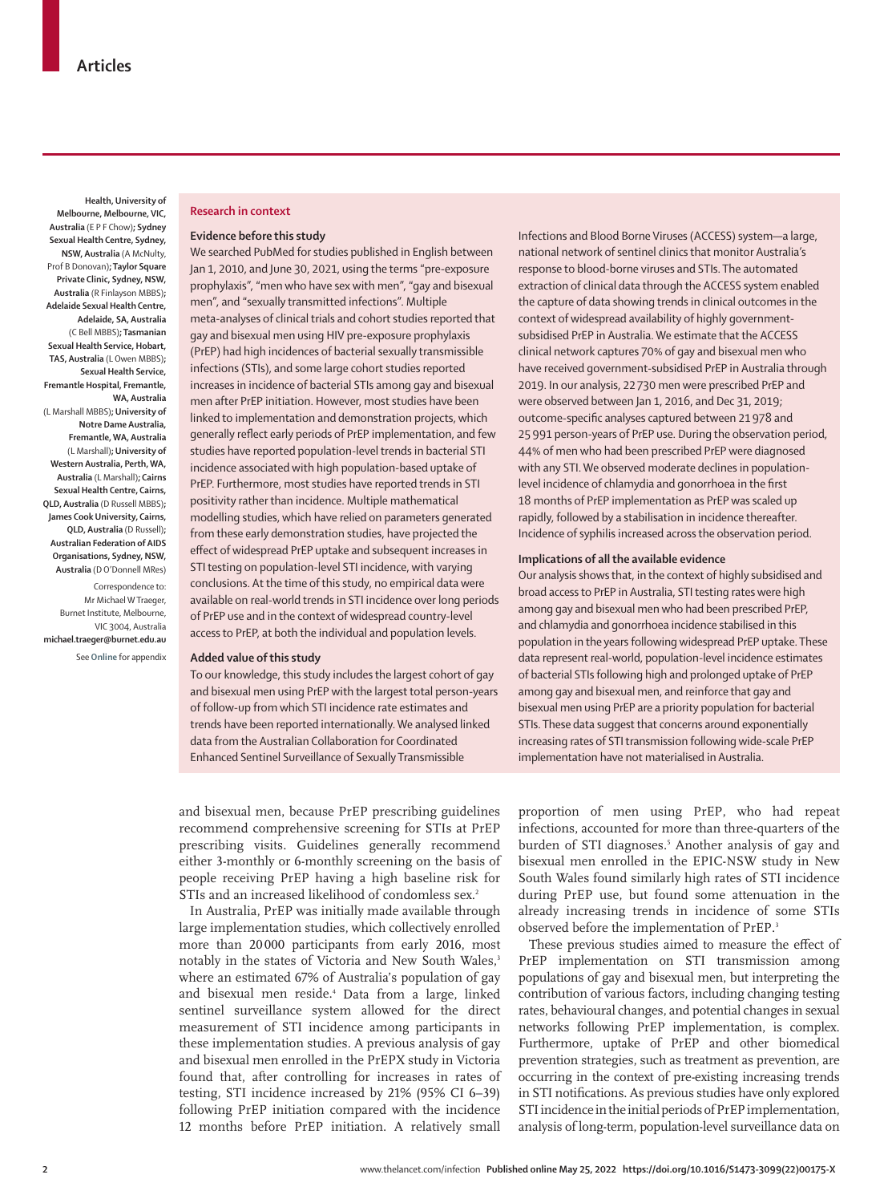Health, University of Melbourne, Melbourne, VIC, Australia (E P F Chow); Sydney Sexual Health Centre, Sydney, NSW, Australia (A McNulty, Prof B Donovan); Taylor Square Private Clinic, Sydney, NSW, Australia (R Finlayson MBBS); Adelaide Sexual Health Centre, Adelaide, SA, Australia (C Bell MBBS); Tasmanian Sexual Health Service, Hobart, TAS, Australia (L Owen MBBS); Sexual Health Service, Fremantle Hospital, Fremantle, WA, Australia (L Marshall MBBS); University of Notre Dame Australia, Fremantle, WA, Australia (L Marshall); University of Western Australia, Perth, WA, Australia (L Marshall); Cairns Sexual Health Centre, Cairns, QLD, Australia (D Russell MBBS); James Cook University, Cairns, QLD, Australia (D Russell); Australian Federation of AIDS Organisations, Sydney, NSW, Australia (D O'Donnell MRes)

Correspondence to: Mr Michael W Traeger, Burnet Institute, Melbourne, VIC 3004, Australia michael.traeger@burnet.edu.au

See Online for appendix

## Research in context

### Evidence before this study

We searched PubMed for studies published in English between Jan 1, 2010, and June 30, 2021, using the terms "pre-exposure prophylaxis", "men who have sex with men", "gay and bisexual men", and "sexually transmitted infections". Multiple meta-analyses of clinical trials and cohort studies reported that gay and bisexual men using HIV pre-exposure prophylaxis (PrEP) had high incidences of bacterial sexually transmissible infections (STIs), and some large cohort studies reported increases in incidence of bacterial STIs among gay and bisexual men after PrEP initiation. However, most studies have been linked to implementation and demonstration projects, which generally reflect early periods of PrEP implementation, and few studies have reported population-level trends in bacterial STI incidence associated with high population-based uptake of PrEP. Furthermore, most studies have reported trends in STI positivity rather than incidence. Multiple mathematical modelling studies, which have relied on parameters generated from these early demonstration studies, have projected the effect of widespread PrEP uptake and subsequent increases in STI testing on population-level STI incidence, with varying conclusions. At the time of this study, no empirical data were available on real-world trends in STI incidence over long periods of PrEP use and in the context of widespread country-level access to PrEP, at both the individual and population levels.

### Added value of this study

To our knowledge, this study includes the largest cohort of gay and bisexual men using PrEP with the largest total person-years of follow-up from which STI incidence rate estimates and trends have been reported internationally. We analysed linked data from the Australian Collaboration for Coordinated Enhanced Sentinel Surveillance of Sexually Transmissible Infections and Blood Borne Viruses (ACCESS) system—a large, national network of sentinel clinics that monitor Australia's response to blood-borne viruses and STIs. The automated extraction of clinical data through the ACCESS system enabled the capture of data showing trends in clinical outcomes in the context of widespread availability of highly government-subsidised PrEP in Australia. We estimate that the ACCESS clinical network captures 70% of gay and bisexual men who have received government-subsidised PrEP in Australia through 2019. In our analysis, 22 730 men were prescribed PrEP and were observed between Jan 1, 2016, and Dec 31, 2019; outcome-specific analyses captured between 21 978 and 25 991 person-years of PrEP use. During the observation period, 44% of men who had been prescribed PrEP were diagnosed with any STI. We observed moderate declines in population-level incidence of chlamydia and gonorrhoea in the first 18 months of PrEP implementation as PrEP was scaled up rapidly, followed by a stabilisation in incidence thereafter. Incidence of syphilis increased across the observation period.

### Implications of all the available evidence

Our analysis shows that, in the context of highly subsidised and broad access to PrEP in Australia, STI testing rates were high among gay and bisexual men who had been prescribed PrEP, and chlamydia and gonorrhoea incidence stabilised in this population in the years following widespread PrEP uptake. These data represent real-world, population-level incidence estimates of bacterial STIs following high and prolonged uptake of PrEP among gay and bisexual men, and reinforce that gay and bisexual men using PrEP are a priority population for bacterial STIs. These data suggest that concerns around exponentially increasing rates of STI transmission following wide-scale PrEP implementation have not materialised in Australia.

and bisexual men, because PrEP prescribing guidelines recommend comprehensive screening for STIs at PrEP prescribing visits. Guidelines generally recommend either 3-monthly or 6-monthly screening on the basis of people receiving PrEP having a high baseline risk for STIs and an increased likelihood of condomless sex.[2]

In Australia, PrEP was initially made available through large implementation studies, which collectively enrolled more than 20 000 participants from early 2016, most notably in the states of Victoria and New South Wales,[3] where an estimated 67% of Australia's population of gay and bisexual men reside.[4] Data from a large, linked sentinel surveillance system allowed for the direct measurement of STI incidence among participants in these implementation studies. A previous analysis of gay and bisexual men enrolled in the PrEPX study in Victoria found that, after controlling for increases in rates of testing, STI incidence increased by 21% (95% CI 6–39) following PrEP initiation compared with the incidence 12 months before PrEP initiation. A relatively small proportion of men using PrEP, who had repeat infections, accounted for more than three-quarters of the burden of STI diagnoses.[5] Another analysis of gay and bisexual men enrolled in the EPIC-NSW study in New South Wales found similarly high rates of STI incidence during PrEP use, but found some attenuation in the already increasing trends in incidence of some STIs observed before the implementation of PrEP.[3]

These previous studies aimed to measure the effect of PrEP implementation on STI transmission among populations of gay and bisexual men, but interpreting the contribution of various factors, including changing testing rates, behavioural changes, and potential changes in sexual networks following PrEP implementation, is complex. Furthermore, uptake of PrEP and other biomedical prevention strategies, such as treatment as prevention, are occurring in the context of pre-existing increasing trends in STI notifications. As previous studies have only explored STI incidence in the initial periods of PrEP implementation, analysis of long-term, population-level surveillance data on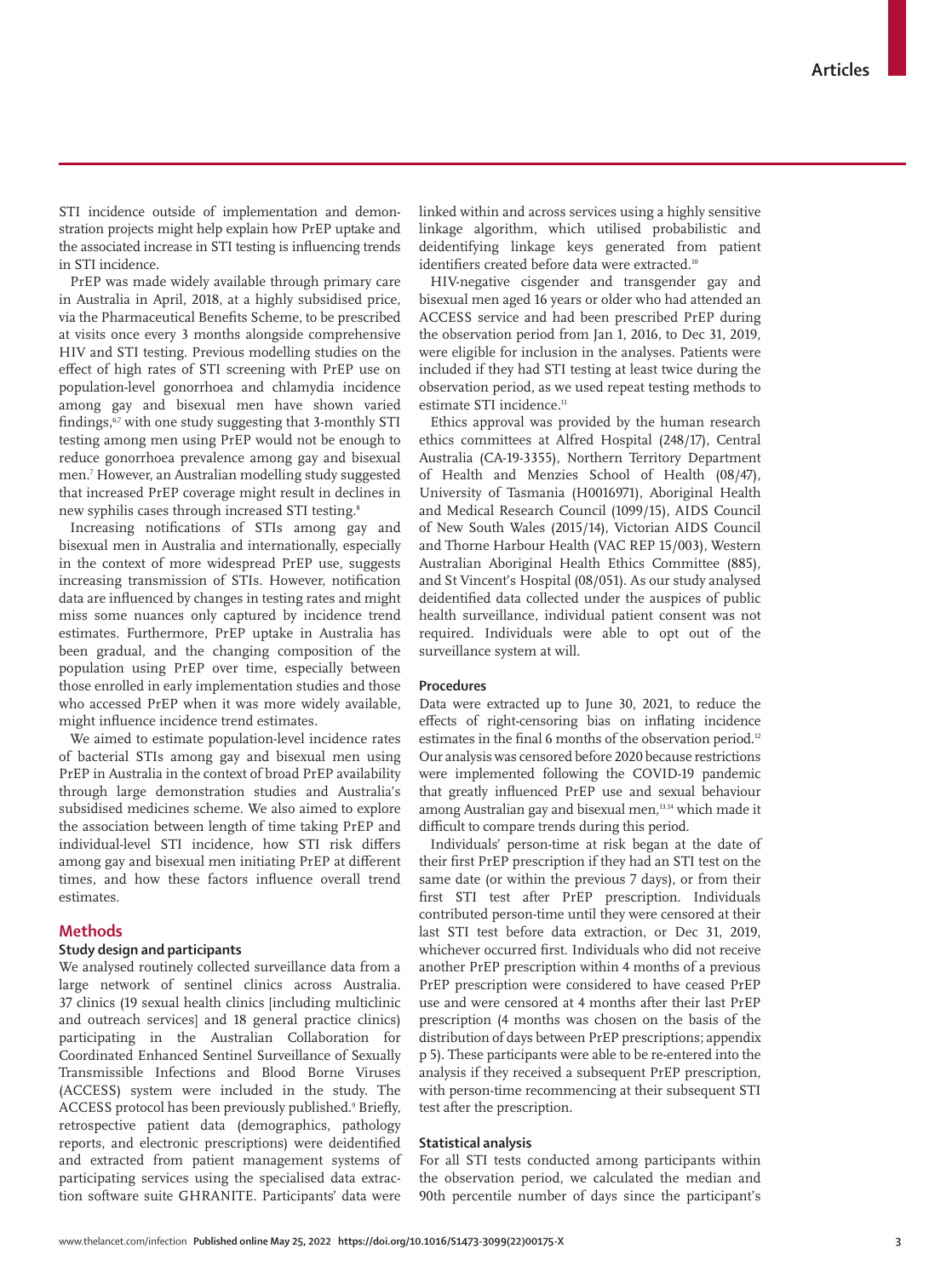STI incidence outside of implementation and demonstration projects might help explain how PrEP uptake and the associated increase in STI testing is influencing trends in STI incidence.

PrEP was made widely available through primary care in Australia in April, 2018, at a highly subsidised price, via the Pharmaceutical Benefits Scheme, to be prescribed at visits once every 3 months alongside comprehensive HIV and STI testing. Previous modelling studies on the effect of high rates of STI screening with PrEP use on population-level gonorrhoea and chlamydia incidence among gay and bisexual men have shown varied findings,[6,7] with one study suggesting that 3-monthly STI testing among men using PrEP would not be enough to reduce gonorrhoea prevalence among gay and bisexual men.[7] However, an Australian modelling study suggested that increased PrEP coverage might result in declines in new syphilis cases through increased STI testing.[8]

Increasing notifications of STIs among gay and bisexual men in Australia and internationally, especially in the context of more widespread PrEP use, suggests increasing transmission of STIs. However, notification data are influenced by changes in testing rates and might miss some nuances only captured by incidence trend estimates. Furthermore, PrEP uptake in Australia has been gradual, and the changing composition of the population using PrEP over time, especially between those enrolled in early implementation studies and those who accessed PrEP when it was more widely available, might influence incidence trend estimates.

We aimed to estimate population-level incidence rates of bacterial STIs among gay and bisexual men using PrEP in Australia in the context of broad PrEP availability through large demonstration studies and Australia's subsidised medicines scheme. We also aimed to explore the association between length of time taking PrEP and individual-level STI incidence, how STI risk differs among gay and bisexual men initiating PrEP at different times, and how these factors influence overall trend estimates.

## Methods

### Study design and participants

We analysed routinely collected surveillance data from a large network of sentinel clinics across Australia. 37 clinics (19 sexual health clinics [including multiclinic and outreach services] and 18 general practice clinics) participating in the Australian Collaboration for Coordinated Enhanced Sentinel Surveillance of Sexually Transmissible Infections and Blood Borne Viruses (ACCESS) system were included in the study. The ACCESS protocol has been previously published.[9] Briefly, retrospective patient data (demographics, pathology reports, and electronic prescriptions) were deidentified and extracted from patient management systems of participating services using the specialised data extraction software suite GHRANITE. Participants' data were linked within and across services using a highly sensitive linkage algorithm, which utilised probabilistic and deidentifying linkage keys generated from patient identifiers created before data were extracted.[10]

HIV-negative cisgender and transgender gay and bisexual men aged 16 years or older who had attended an ACCESS service and had been prescribed PrEP during the observation period from Jan 1, 2016, to Dec 31, 2019, were eligible for inclusion in the analyses. Patients were included if they had STI testing at least twice during the observation period, as we used repeat testing methods to estimate STI incidence.[11]

Ethics approval was provided by the human research ethics committees at Alfred Hospital (248/17), Central Australia (CA-19-3355), Northern Territory Department of Health and Menzies School of Health (08/47), University of Tasmania (H0016971), Aboriginal Health and Medical Research Council (1099/15), AIDS Council of New South Wales (2015/14), Victorian AIDS Council and Thorne Harbour Health (VAC REP 15/003), Western Australian Aboriginal Health Ethics Committee (885), and St Vincent's Hospital (08/051). As our study analysed deidentified data collected under the auspices of public health surveillance, individual patient consent was not required. Individuals were able to opt out of the surveillance system at will.

### Procedures

Data were extracted up to June 30, 2021, to reduce the effects of right-censoring bias on inflating incidence estimates in the final 6 months of the observation period.[12] Our analysis was censored before 2020 because restrictions were implemented following the COVID-19 pandemic that greatly influenced PrEP use and sexual behaviour among Australian gay and bisexual men,[13,14] which made it difficult to compare trends during this period.

Individuals' person-time at risk began at the date of their first PrEP prescription if they had an STI test on the same date (or within the previous 7 days), or from their first STI test after PrEP prescription. Individuals contributed person-time until they were censored at their last STI test before data extraction, or Dec 31, 2019, whichever occurred first. Individuals who did not receive another PrEP prescription within 4 months of a previous PrEP prescription were considered to have ceased PrEP use and were censored at 4 months after their last PrEP prescription (4 months was chosen on the basis of the distribution of days between PrEP prescriptions; appendix p 5). These participants were able to be re-entered into the analysis if they received a subsequent PrEP prescription, with person-time recommencing at their subsequent STI test after the prescription.

### Statistical analysis

For all STI tests conducted among participants within the observation period, we calculated the median and 90th percentile number of days since the participant's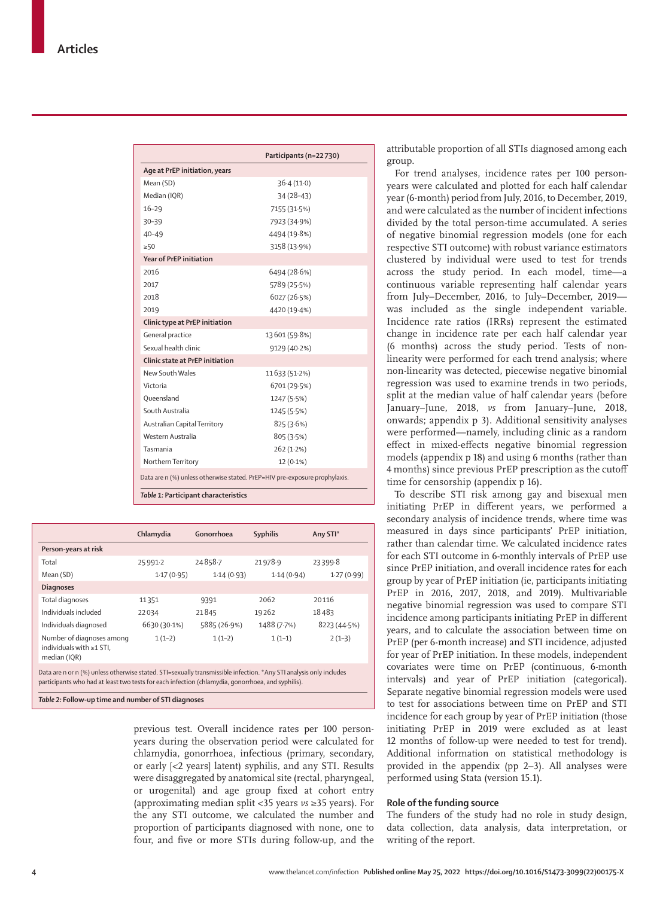| | Participants (n=22 730) |
|---|---|
| **Age at PrEP initiation, years** | |
| Mean (SD) | 36·4 (11·0) |
| Median (IQR) | 34 (28–43) |
| 16–29 | 7155 (31·5%) |
| 30–39 | 7923 (34·9%) |
| 40–49 | 4494 (19·8%) |
| ≥50 | 3158 (13·9%) |
| **Year of PrEP initiation** | |
| 2016 | 6494 (28·6%) |
| 2017 | 5789 (25·5%) |
| 2018 | 6027 (26·5%) |
| 2019 | 4420 (19·4%) |
| **Clinic type at PrEP initiation** | |
| General practice | 13 601 (59·8%) |
| Sexual health clinic | 9129 (40·2%) |
| **Clinic state at PrEP initiation** | |
| New South Wales | 11 633 (51·2%) |
| Victoria | 6701 (29·5%) |
| Queensland | 1247 (5·5%) |
| South Australia | 1245 (5·5%) |
| Australian Capital Territory | 825 (3·6%) |
| Western Australia | 805 (3·5%) |
| Tasmania | 262 (1·2%) |
| Northern Territory | 12 (0·1%) |

Data are n (%) unless otherwise stated. PrEP=HIV pre-exposure prophylaxis.

*Table 1:* **Participant characteristics**

| | Chlamydia | Gonorrhoea | Syphilis | Any STI* |
|---|---|---|---|---|
| **Person-years at risk** | | | | |
| Total | 25 991·2 | 24 858·7 | 21 978·9 | 23 399·8 |
| Mean (SD) | 1·17 (0·95) | 1·14 (0·93) | 1·14 (0·94) | 1·27 (0·99) |
| **Diagnoses** | | | | |
| Total diagnoses | 11 351 | 9391 | 2062 | 20 116 |
| Individuals included | 22 034 | 21 845 | 19 262 | 18 483 |
| Individuals diagnosed | 6630 (30·1%) | 5885 (26·9%) | 1488 (7·7%) | 8223 (44·5%) |
| Number of diagnoses among individuals with ≥1 STI, median (IQR) | 1 (1–2) | 1 (1–2) | 1 (1–1) | 2 (1–3) |

Data are n or n (%) unless otherwise stated. STI=sexually transmissible infection. *Any STI analysis only includes participants who had at least two tests for each infection (chlamydia, gonorrhoea, and syphilis).

*Table 2:* **Follow-up time and number of STI diagnoses**

previous test. Overall incidence rates per 100 person-years during the observation period were calculated for chlamydia, gonorrhoea, infectious (primary, secondary, or early [<2 years] latent) syphilis, and any STI. Results were disaggregated by anatomical site (rectal, pharyngeal, or urogenital) and age group fixed at cohort entry (approximating median split <35 years *vs* ≥35 years). For the any STI outcome, we calculated the number and proportion of participants diagnosed with none, one to four, and five or more STIs during follow-up, and the attributable proportion of all STIs diagnosed among each group.

For trend analyses, incidence rates per 100 person-years were calculated and plotted for each half calendar year (6-month) period from July, 2016, to December, 2019, and were calculated as the number of incident infections divided by the total person-time accumulated. A series of negative binomial regression models (one for each respective STI outcome) with robust variance estimators clustered by individual were used to test for trends across the study period. In each model, time—a continuous variable representing half calendar years from July–December, 2016, to July–December, 2019—was included as the single independent variable. Incidence rate ratios (IRRs) represent the estimated change in incidence rate per each half calendar year (6 months) across the study period. Tests of non-linearity were performed for each trend analysis; where non-linearity was detected, piecewise negative binomial regression was used to examine trends in two periods, split at the median value of half calendar years (before January–June, 2018, *vs* from January–June, 2018, onwards; appendix p 3). Additional sensitivity analyses were performed—namely, including clinic as a random effect in mixed-effects negative binomial regression models (appendix p 18) and using 6 months (rather than 4 months) since previous PrEP prescription as the cutoff time for censorship (appendix p 16).

To describe STI risk among gay and bisexual men initiating PrEP in different years, we performed a secondary analysis of incidence trends, where time was measured in days since participants' PrEP initiation, rather than calendar time. We calculated incidence rates for each STI outcome in 6-monthly intervals of PrEP use since PrEP initiation, and overall incidence rates for each group by year of PrEP initiation (ie, participants initiating PrEP in 2016, 2017, 2018, and 2019). Multivariable negative binomial regression was used to compare STI incidence among participants initiating PrEP in different years, and to calculate the association between time on PrEP (per 6-month increase) and STI incidence, adjusted for year of PrEP initiation. In these models, independent covariates were time on PrEP (continuous, 6-month intervals) and year of PrEP initiation (categorical). Separate negative binomial regression models were used to test for associations between time on PrEP and STI incidence for each group by year of PrEP initiation (those initiating PrEP in 2019 were excluded as at least 12 months of follow-up were needed to test for trend). Additional information on statistical methodology is provided in the appendix (pp 2–3). All analyses were performed using Stata (version 15.1).

### Role of the funding source

The funders of the study had no role in study design, data collection, data analysis, data interpretation, or writing of the report.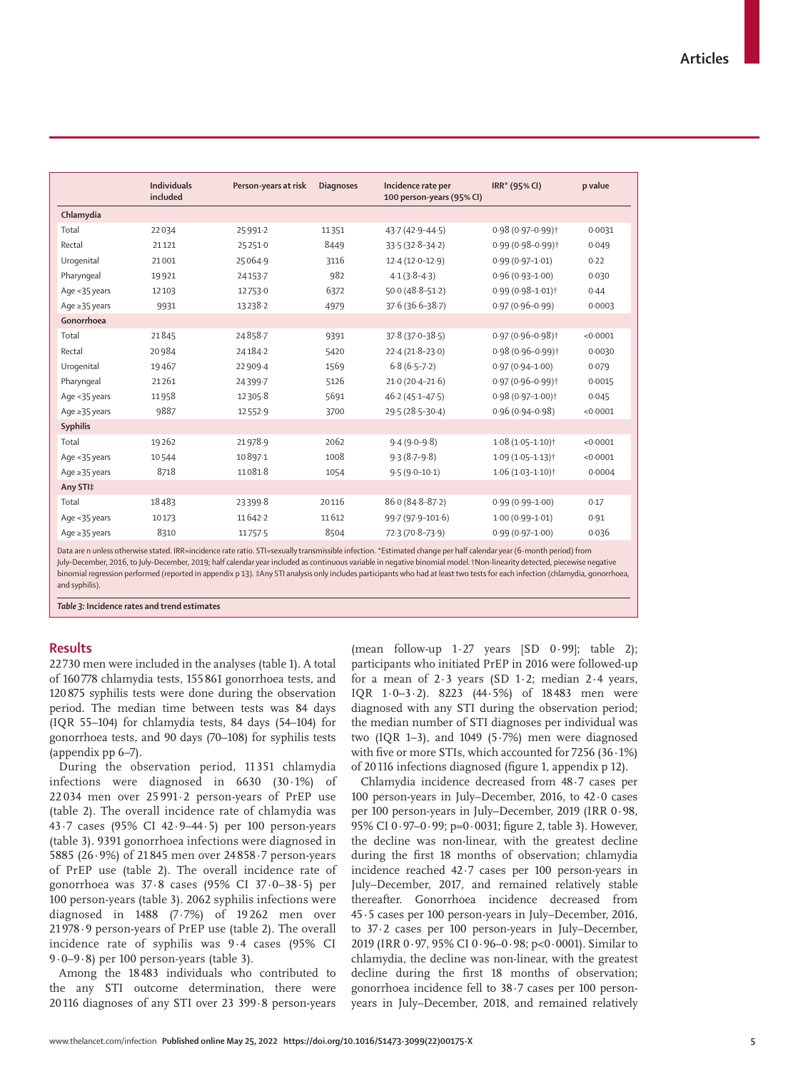| | Individuals included | Person-years at risk | Diagnoses | Incidence rate per 100 person-years (95% CI) | IRR* (95% CI) | p value |
|---|---|---|---|---|---|---|
| **Chlamydia** | | | | | | |
| Total | 22 034 | 25 991·2 | 11 351 | 43·7 (42·9–44·5) | 0·98 (0·97–0·99)† | 0·0031 |
| Rectal | 21 121 | 25 251·0 | 8449 | 33·5 (32·8–34·2) | 0·99 (0·98–0·99)† | 0·049 |
| Urogenital | 21 001 | 25 064·9 | 3116 | 12·4 (12·0–12·9) | 0·99 (0·97–1·01) | 0·22 |
| Pharyngeal | 19 921 | 24 153·7 | 982 | 4·1 (3·8–4·3) | 0·96 (0·93–1·00) | 0·030 |
| Age <35 years | 12 103 | 12 753·0 | 6372 | 50·0 (48·8–51·2) | 0·99 (0·98–1·01)† | 0·44 |
| Age ≥35 years | 9931 | 13 238·2 | 4979 | 37·6 (36·6–38·7) | 0·97 (0·96–0·99) | 0·0003 |
| **Gonorrhoea** | | | | | | |
| Total | 21 845 | 24 858·7 | 9391 | 37·8 (37·0–38·5) | 0·97 (0·96–0·98)† | <0·0001 |
| Rectal | 20 984 | 24 184·2 | 5420 | 22·4 (21·8–23·0) | 0·98 (0·96–0·99)† | 0·0030 |
| Urogenital | 19 467 | 22 909·4 | 1569 | 6·8 (6·5–7·2) | 0·97 (0·94–1·00) | 0·079 |
| Pharyngeal | 21 261 | 24 399·7 | 5126 | 21·0 (20·4–21·6) | 0·97 (0·96–0·99)† | 0·0015 |
| Age <35 years | 11 958 | 12 305·8 | 5691 | 46·2 (45·1–47·5) | 0·98 (0·97–1·00)† | 0·045 |
| Age ≥35 years | 9887 | 12 552·9 | 3700 | 29·5 (28·5–30·4) | 0·96 (0·94–0·98) | <0·0001 |
| **Syphilis** | | | | | | |
| Total | 19 262 | 21 978·9 | 2062 | 9·4 (9·0–9·8) | 1·08 (1·05–1·10)† | <0·0001 |
| Age <35 years | 10 544 | 10 897·1 | 1008 | 9·3 (8·7–9·8) | 1·09 (1·05–1·13)† | <0·0001 |
| Age ≥35 years | 8718 | 11 081·8 | 1054 | 9·5 (9·0–10·1) | 1·06 (1·03–1·10)† | 0·0004 |
| **Any STI‡** | | | | | | |
| Total | 18 483 | 23 399·8 | 20 116 | 86·0 (84·8–87·2) | 0·99 (0·99–1·00) | 0·17 |
| Age <35 years | 10 173 | 11 642·2 | 11 612 | 99·7 (97·9–101·6) | 1·00 (0·99–1·01) | 0·91 |
| Age ≥35 years | 8310 | 11 757·5 | 8504 | 72·3 (70·8–73·9) | 0·99 (0·97–1·00) | 0·036 |

Data are n unless otherwise stated. IRR=incidence rate ratio. STI=sexually transmissible infection. *Estimated change per half calendar year (6-month period) from July–December, 2016, to July–December, 2019; half calendar year included as continuous variable in negative binomial model. †Non-linearity detected, piecewise negative binomial regression performed (reported in appendix p 13). ‡Any STI analysis only includes participants who had at least two tests for each infection (chlamydia, gonorrhoea, and syphilis).

***Table 3:*** **Incidence rates and trend estimates**

## Results

22 730 men were included in the analyses (table 1). A total of 160 778 chlamydia tests, 155 861 gonorrhoea tests, and 120 875 syphilis tests were done during the observation period. The median time between tests was 84 days (IQR 55–104) for chlamydia tests, 84 days (54–104) for gonorrhoea tests, and 90 days (70–108) for syphilis tests (appendix pp 6–7).

During the observation period, 11 351 chlamydia infections were diagnosed in 6630 (30·1%) of 22 034 men over 25 991·2 person-years of PrEP use (table 2). The overall incidence rate of chlamydia was 43·7 cases (95% CI 42·9–44·5) per 100 person-years (table 3). 9391 gonorrhoea infections were diagnosed in 5885 (26·9%) of 21 845 men over 24 858·7 person-years of PrEP use (table 2). The overall incidence rate of gonorrhoea was 37·8 cases (95% CI 37·0–38·5) per 100 person-years (table 3). 2062 syphilis infections were diagnosed in 1488 (7·7%) of 19 262 men over 21 978·9 person-years of PrEP use (table 2). The overall incidence rate of syphilis was 9·4 cases (95% CI 9·0–9·8) per 100 person-years (table 3).

Among the 18 483 individuals who contributed to the any STI outcome determination, there were 20 116 diagnoses of any STI over 23 399·8 person-years (mean follow-up 1·27 years [SD 0·99]; table 2); participants who initiated PrEP in 2016 were followed-up for a mean of 2·3 years (SD 1·2; median 2·4 years, IQR 1·0–3·2). 8223 (44·5%) of 18 483 men were diagnosed with any STI during the observation period; the median number of STI diagnoses per individual was two (IQR 1–3), and 1049 (5·7%) men were diagnosed with five or more STIs, which accounted for 7256 (36·1%) of 20 116 infections diagnosed (figure 1, appendix p 12).

Chlamydia incidence decreased from 48·7 cases per 100 person-years in July–December, 2016, to 42·0 cases per 100 person-years in July–December, 2019 (IRR 0·98, 95% CI 0·97–0·99; p=0·0031; figure 2, table 3). However, the decline was non-linear, with the greatest decline during the first 18 months of observation; chlamydia incidence reached 42·7 cases per 100 person-years in July–December, 2017, and remained relatively stable thereafter. Gonorrhoea incidence decreased from 45·5 cases per 100 person-years in July–December, 2016, to 37·2 cases per 100 person-years in July–December, 2019 (IRR 0·97, 95% CI 0·96–0·98; p<0·0001). Similar to chlamydia, the decline was non-linear, with the greatest decline during the first 18 months of observation; gonorrhoea incidence fell to 38·7 cases per 100 person-years in July–December, 2018, and remained relatively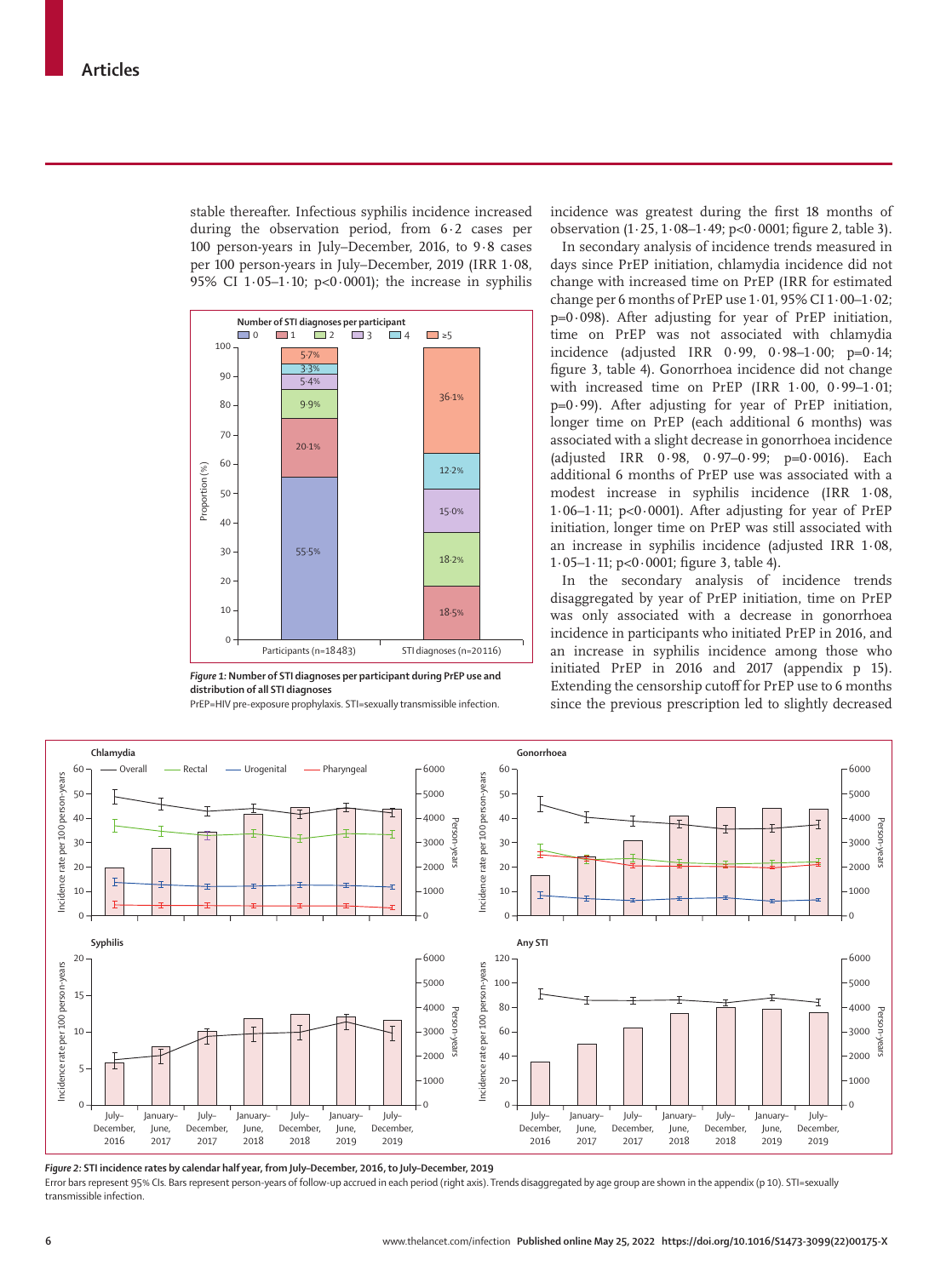stable thereafter. Infectious syphilis incidence increased during the observation period, from 6·2 cases per 100 person-years in July–December, 2016, to 9·8 cases per 100 person-years in July–December, 2019 (IRR 1·08, 95% CI 1·05–1·10; p<0·0001); the increase in syphilis incidence was greatest during the first 18 months of observation (1·25, 1·08–1·49; p<0·0001; figure 2, table 3).

*Figure 1:* **Number of STI diagnoses per participant during PrEP use and distribution of all STI diagnoses**

PrEP=HIV pre-exposure prophylaxis. STI=sexually transmissible infection.

In secondary analysis of incidence trends measured in days since PrEP initiation, chlamydia incidence did not change with increased time on PrEP (IRR for estimated change per 6 months of PrEP use 1·01, 95% CI 1·00–1·02; p=0·098). After adjusting for year of PrEP initiation, time on PrEP was not associated with chlamydia incidence (adjusted IRR 0·99, 0·98–1·00; p=0·14; figure 3, table 4). Gonorrhoea incidence did not change with increased time on PrEP (IRR 1·00, 0·99–1·01; p=0·99). After adjusting for year of PrEP initiation, longer time on PrEP (each additional 6 months) was associated with a slight decrease in gonorrhoea incidence (adjusted IRR 0·98, 0·97–0·99; p=0·0016). Each additional 6 months of PrEP use was associated with a modest increase in syphilis incidence (IRR 1·08, 1·06–1·11; p<0·0001). After adjusting for year of PrEP initiation, longer time on PrEP was still associated with an increase in syphilis incidence (adjusted IRR 1·08, 1·05–1·11; p<0·0001; figure 3, table 4).

In the secondary analysis of incidence trends disaggregated by year of PrEP initiation, time on PrEP was only associated with a decrease in gonorrhoea incidence in participants who initiated PrEP in 2016, and an increase in syphilis incidence among those who initiated PrEP in 2016 and 2017 (appendix p 15). Extending the censorship cutoff for PrEP use to 6 months since the previous prescription led to slightly decreased

*Figure 2:* **STI incidence rates by calendar half year, from July–December, 2016, to July–December, 2019**

Error bars represent 95% CIs. Bars represent person-years of follow-up accrued in each period (right axis). Trends disaggregated by age group are shown in the appendix (p 10). STI=sexually transmissible infection.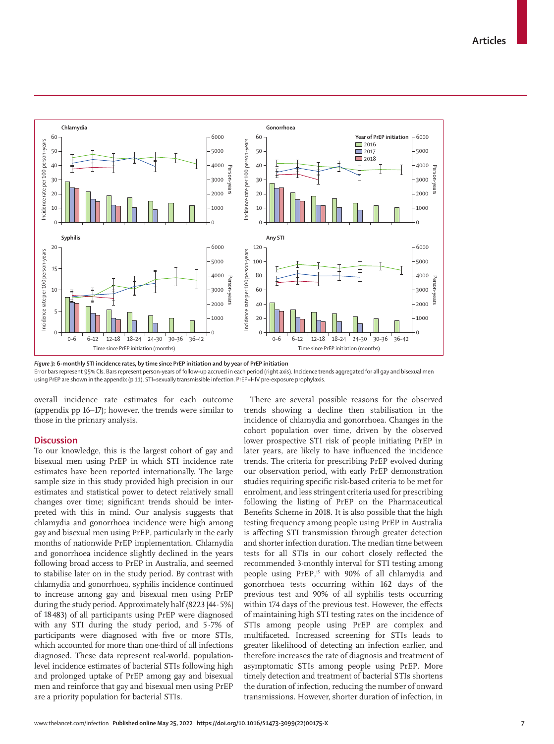*Figure 3:* **6-monthly STI incidence rates, by time since PrEP initiation and by year of PrEP initiation**

Error bars represent 95% CIs. Bars represent person-years of follow-up accrued in each period (right axis). Incidence trends aggregated for all gay and bisexual men using PrEP are shown in the appendix (p 11). STI=sexually transmissible infection. PrEP=HIV pre-exposure prophylaxis.

overall incidence rate estimates for each outcome (appendix pp 16–17); however, the trends were similar to those in the primary analysis.

## Discussion

To our knowledge, this is the largest cohort of gay and bisexual men using PrEP in which STI incidence rate estimates have been reported internationally. The large sample size in this study provided high precision in our estimates and statistical power to detect relatively small changes over time; significant trends should be interpreted with this in mind. Our analysis suggests that chlamydia and gonorrhoea incidence were high among gay and bisexual men using PrEP, particularly in the early months of nationwide PrEP implementation. Chlamydia and gonorrhoea incidence slightly declined in the years following broad access to PrEP in Australia, and seemed to stabilise later on in the study period. By contrast with chlamydia and gonorrhoea, syphilis incidence continued to increase among gay and bisexual men using PrEP during the study period. Approximately half (8223 [44·5%] of 18 483) of all participants using PrEP were diagnosed with any STI during the study period, and 5·7% of participants were diagnosed with five or more STIs, which accounted for more than one-third of all infections diagnosed. These data represent real-world, population-level incidence estimates of bacterial STIs following high and prolonged uptake of PrEP among gay and bisexual men and reinforce that gay and bisexual men using PrEP are a priority population for bacterial STIs.

There are several possible reasons for the observed trends showing a decline then stabilisation in the incidence of chlamydia and gonorrhoea. Changes in the cohort population over time, driven by the observed lower prospective STI risk of people initiating PrEP in later years, are likely to have influenced the incidence trends. The criteria for prescribing PrEP evolved during our observation period, with early PrEP demonstration studies requiring specific risk-based criteria to be met for enrolment, and less stringent criteria used for prescribing following the listing of PrEP on the Pharmaceutical Benefits Scheme in 2018. It is also possible that the high testing frequency among people using PrEP in Australia is affecting STI transmission through greater detection and shorter infection duration. The median time between tests for all STIs in our cohort closely reflected the recommended 3-monthly interval for STI testing among people using PrEP,[15] with 90% of all chlamydia and gonorrhoea tests occurring within 162 days of the previous test and 90% of all syphilis tests occurring within 174 days of the previous test. However, the effects of maintaining high STI testing rates on the incidence of STIs among people using PrEP are complex and multifaceted. Increased screening for STIs leads to greater likelihood of detecting an infection earlier, and therefore increases the rate of diagnosis and treatment of asymptomatic STIs among people using PrEP. More timely detection and treatment of bacterial STIs shortens the duration of infection, reducing the number of onward transmissions. However, shorter duration of infection, in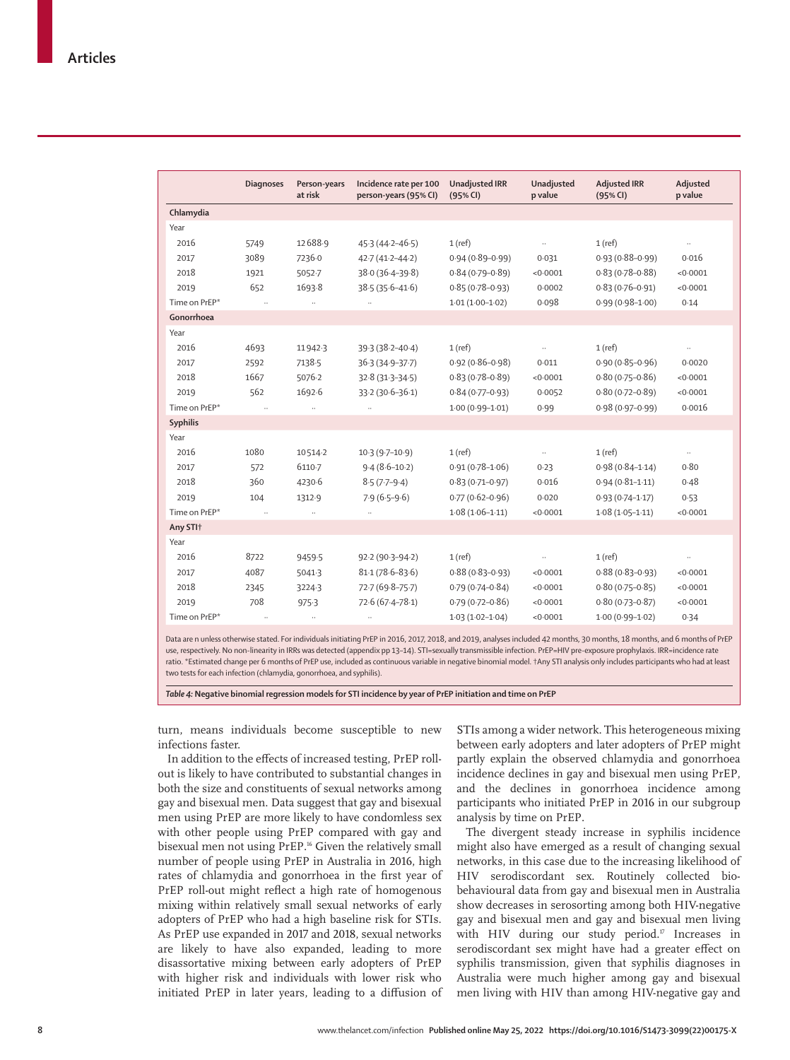|  | Diagnoses | Person-years at risk | Incidence rate per 100 person-years (95% CI) | Unadjusted IRR (95% CI) | Unadjusted p value | Adjusted IRR (95% CI) | Adjusted p value |
|---|---|---|---|---|---|---|---|
| **Chlamydia** |  |  |  |  |  |  |  |
| Year |  |  |  |  |  |  |  |
| 2016 | 5749 | 12 688·9 | 45·3 (44·2–46·5) | 1 (ref) | .. | 1 (ref) | .. |
| 2017 | 3089 | 7236·0 | 42·7 (41·2–44·2) | 0·94 (0·89–0·99) | 0·031 | 0·93 (0·88–0·99) | 0·016 |
| 2018 | 1921 | 5052·7 | 38·0 (36·4–39·8) | 0·84 (0·79–0·89) | <0·0001 | 0·83 (0·78–0·88) | <0·0001 |
| 2019 | 652 | 1693·8 | 38·5 (35·6–41·6) | 0·85 (0·78–0·93) | 0·0002 | 0·83 (0·76–0·91) | <0·0001 |
| Time on PrEP* | .. | .. | .. | 1·01 (1·00–1·02) | 0·098 | 0·99 (0·98–1·00) | 0·14 |
| **Gonorrhoea** |  |  |  |  |  |  |  |
| Year |  |  |  |  |  |  |  |
| 2016 | 4693 | 11 942·3 | 39·3 (38·2–40·4) | 1 (ref) | .. | 1 (ref) | .. |
| 2017 | 2592 | 7138·5 | 36·3 (34·9–37·7) | 0·92 (0·86–0·98) | 0·011 | 0·90 (0·85–0·96) | 0·0020 |
| 2018 | 1667 | 5076·2 | 32·8 (31·3–34·5) | 0·83 (0·78–0·89) | <0·0001 | 0·80 (0·75–0·86) | <0·0001 |
| 2019 | 562 | 1692·6 | 33·2 (30·6–36·1) | 0·84 (0·77–0·93) | 0·0052 | 0·80 (0·72–0·89) | <0·0001 |
| Time on PrEP* | .. | .. | .. | 1·00 (0·99–1·01) | 0·99 | 0·98 (0·97–0·99) | 0·0016 |
| **Syphilis** |  |  |  |  |  |  |  |
| Year |  |  |  |  |  |  |  |
| 2016 | 1080 | 10 514·2 | 10·3 (9·7–10·9) | 1 (ref) | .. | 1 (ref) | .. |
| 2017 | 572 | 6110·7 | 9·4 (8·6–10·2) | 0·91 (0·78–1·06) | 0·23 | 0·98 (0·84–1·14) | 0·80 |
| 2018 | 360 | 4230·6 | 8·5 (7·7–9·4) | 0·83 (0·71–0·97) | 0·016 | 0·94 (0·81–1·11) | 0·48 |
| 2019 | 104 | 1312·9 | 7·9 (6·5–9·6) | 0·77 (0·62–0·96) | 0·020 | 0·93 (0·74–1·17) | 0·53 |
| Time on PrEP* | .. | .. | .. | 1·08 (1·06–1·11) | <0·0001 | 1·08 (1·05–1·11) | <0·0001 |
| **Any STI†** |  |  |  |  |  |  |  |
| Year |  |  |  |  |  |  |  |
| 2016 | 8722 | 9459·5 | 92·2 (90·3–94·2) | 1 (ref) | .. | 1 (ref) | .. |
| 2017 | 4087 | 5041·3 | 81·1 (78·6–83·6) | 0·88 (0·83–0·93) | <0·0001 | 0·88 (0·83–0·93) | <0·0001 |
| 2018 | 2345 | 3224·3 | 72·7 (69·8–75·7) | 0·79 (0·74–0·84) | <0·0001 | 0·80 (0·75–0·85) | <0·0001 |
| 2019 | 708 | 975·3 | 72·6 (67·4–78·1) | 0·79 (0·72–0·86) | <0·0001 | 0·80 (0·73–0·87) | <0·0001 |
| Time on PrEP* | .. | .. | .. | 1·03 (1·02–1·04) | <0·0001 | 1·00 (0·99–1·02) | 0·34 |

Data are n unless otherwise stated. For individuals initiating PrEP in 2016, 2017, 2018, and 2019, analyses included 42 months, 30 months, 18 months, and 6 months of PrEP use, respectively. No non-linearity in IRRs was detected (appendix pp 13–14). STI=sexually transmissible infection. PrEP=HIV pre-exposure prophylaxis. IRR=incidence rate ratio. *Estimated change per 6 months of PrEP use, included as continuous variable in negative binomial model. †Any STI analysis only includes participants who had at least two tests for each infection (chlamydia, gonorrhoea, and syphilis).

*Table 4:* **Negative binomial regression models for STI incidence by year of PrEP initiation and time on PrEP**

turn, means individuals become susceptible to new infections faster.

In addition to the effects of increased testing, PrEP roll-out is likely to have contributed to substantial changes in both the size and constituents of sexual networks among gay and bisexual men. Data suggest that gay and bisexual men using PrEP are more likely to have condomless sex with other people using PrEP compared with gay and bisexual men not using PrEP.[16] Given the relatively small number of people using PrEP in Australia in 2016, high rates of chlamydia and gonorrhoea in the first year of PrEP roll-out might reflect a high rate of homogenous mixing within relatively small sexual networks of early adopters of PrEP who had a high baseline risk for STIs. As PrEP use expanded in 2017 and 2018, sexual networks are likely to have also expanded, leading to more disassortative mixing between early adopters of PrEP with higher risk and individuals with lower risk who initiated PrEP in later years, leading to a diffusion of STIs among a wider network. This heterogeneous mixing between early adopters and later adopters of PrEP might partly explain the observed chlamydia and gonorrhoea incidence declines in gay and bisexual men using PrEP, and the declines in gonorrhoea incidence among participants who initiated PrEP in 2016 in our subgroup analysis by time on PrEP.

The divergent steady increase in syphilis incidence might also have emerged as a result of changing sexual networks, in this case due to the increasing likelihood of HIV serodiscordant sex. Routinely collected bio-behavioural data from gay and bisexual men in Australia show decreases in serosorting among both HIV-negative gay and bisexual men and gay and bisexual men living with HIV during our study period.[17] Increases in serodiscordant sex might have had a greater effect on syphilis transmission, given that syphilis diagnoses in Australia were much higher among gay and bisexual men living with HIV than among HIV-negative gay and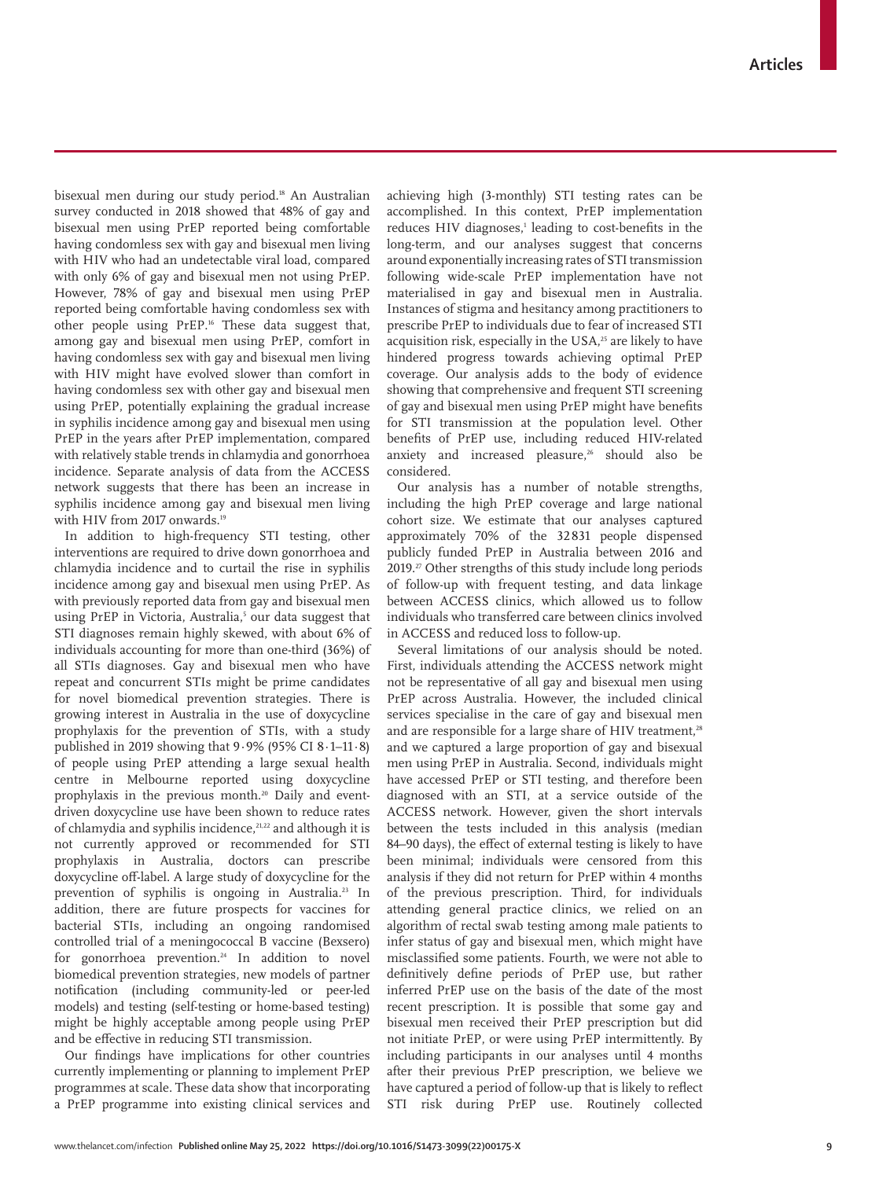bisexual men during our study period.[18] An Australian survey conducted in 2018 showed that 48% of gay and bisexual men using PrEP reported being comfortable having condomless sex with gay and bisexual men living with HIV who had an undetectable viral load, compared with only 6% of gay and bisexual men not using PrEP. However, 78% of gay and bisexual men using PrEP reported being comfortable having condomless sex with other people using PrEP.[16] These data suggest that, among gay and bisexual men using PrEP, comfort in having condomless sex with gay and bisexual men living with HIV might have evolved slower than comfort in having condomless sex with other gay and bisexual men using PrEP, potentially explaining the gradual increase in syphilis incidence among gay and bisexual men using PrEP in the years after PrEP implementation, compared with relatively stable trends in chlamydia and gonorrhoea incidence. Separate analysis of data from the ACCESS network suggests that there has been an increase in syphilis incidence among gay and bisexual men living with HIV from 2017 onwards.[19]

In addition to high-frequency STI testing, other interventions are required to drive down gonorrhoea and chlamydia incidence and to curtail the rise in syphilis incidence among gay and bisexual men using PrEP. As with previously reported data from gay and bisexual men using PrEP in Victoria, Australia,[5] our data suggest that STI diagnoses remain highly skewed, with about 6% of individuals accounting for more than one-third (36%) of all STIs diagnoses. Gay and bisexual men who have repeat and concurrent STIs might be prime candidates for novel biomedical prevention strategies. There is growing interest in Australia in the use of doxycycline prophylaxis for the prevention of STIs, with a study published in 2019 showing that 9·9% (95% CI 8·1–11·8) of people using PrEP attending a large sexual health centre in Melbourne reported using doxycycline prophylaxis in the previous month.[20] Daily and event-driven doxycycline use have been shown to reduce rates of chlamydia and syphilis incidence,[21,22] and although it is not currently approved or recommended for STI prophylaxis in Australia, doctors can prescribe doxycycline off-label. A large study of doxycycline for the prevention of syphilis is ongoing in Australia.[23] In addition, there are future prospects for vaccines for bacterial STIs, including an ongoing randomised controlled trial of a meningococcal B vaccine (Bexsero) for gonorrhoea prevention.[24] In addition to novel biomedical prevention strategies, new models of partner notification (including community-led or peer-led models) and testing (self-testing or home-based testing) might be highly acceptable among people using PrEP and be effective in reducing STI transmission.

Our findings have implications for other countries currently implementing or planning to implement PrEP programmes at scale. These data show that incorporating a PrEP programme into existing clinical services and achieving high (3-monthly) STI testing rates can be accomplished. In this context, PrEP implementation reduces HIV diagnoses,[1] leading to cost-benefits in the long-term, and our analyses suggest that concerns around exponentially increasing rates of STI transmission following wide-scale PrEP implementation have not materialised in gay and bisexual men in Australia. Instances of stigma and hesitancy among practitioners to prescribe PrEP to individuals due to fear of increased STI acquisition risk, especially in the USA,[25] are likely to have hindered progress towards achieving optimal PrEP coverage. Our analysis adds to the body of evidence showing that comprehensive and frequent STI screening of gay and bisexual men using PrEP might have benefits for STI transmission at the population level. Other benefits of PrEP use, including reduced HIV-related anxiety and increased pleasure,[26] should also be considered.

Our analysis has a number of notable strengths, including the high PrEP coverage and large national cohort size. We estimate that our analyses captured approximately 70% of the 32 831 people dispensed publicly funded PrEP in Australia between 2016 and 2019.[27] Other strengths of this study include long periods of follow-up with frequent testing, and data linkage between ACCESS clinics, which allowed us to follow individuals who transferred care between clinics involved in ACCESS and reduced loss to follow-up.

Several limitations of our analysis should be noted. First, individuals attending the ACCESS network might not be representative of all gay and bisexual men using PrEP across Australia. However, the included clinical services specialise in the care of gay and bisexual men and are responsible for a large share of HIV treatment,[28] and we captured a large proportion of gay and bisexual men using PrEP in Australia. Second, individuals might have accessed PrEP or STI testing, and therefore been diagnosed with an STI, at a service outside of the ACCESS network. However, given the short intervals between the tests included in this analysis (median 84–90 days), the effect of external testing is likely to have been minimal; individuals were censored from this analysis if they did not return for PrEP within 4 months of the previous prescription. Third, for individuals attending general practice clinics, we relied on an algorithm of rectal swab testing among male patients to infer status of gay and bisexual men, which might have misclassified some patients. Fourth, we were not able to definitively define periods of PrEP use, but rather inferred PrEP use on the basis of the date of the most recent prescription. It is possible that some gay and bisexual men received their PrEP prescription but did not initiate PrEP, or were using PrEP intermittently. By including participants in our analyses until 4 months after their previous PrEP prescription, we believe we have captured a period of follow-up that is likely to reflect STI risk during PrEP use. Routinely collected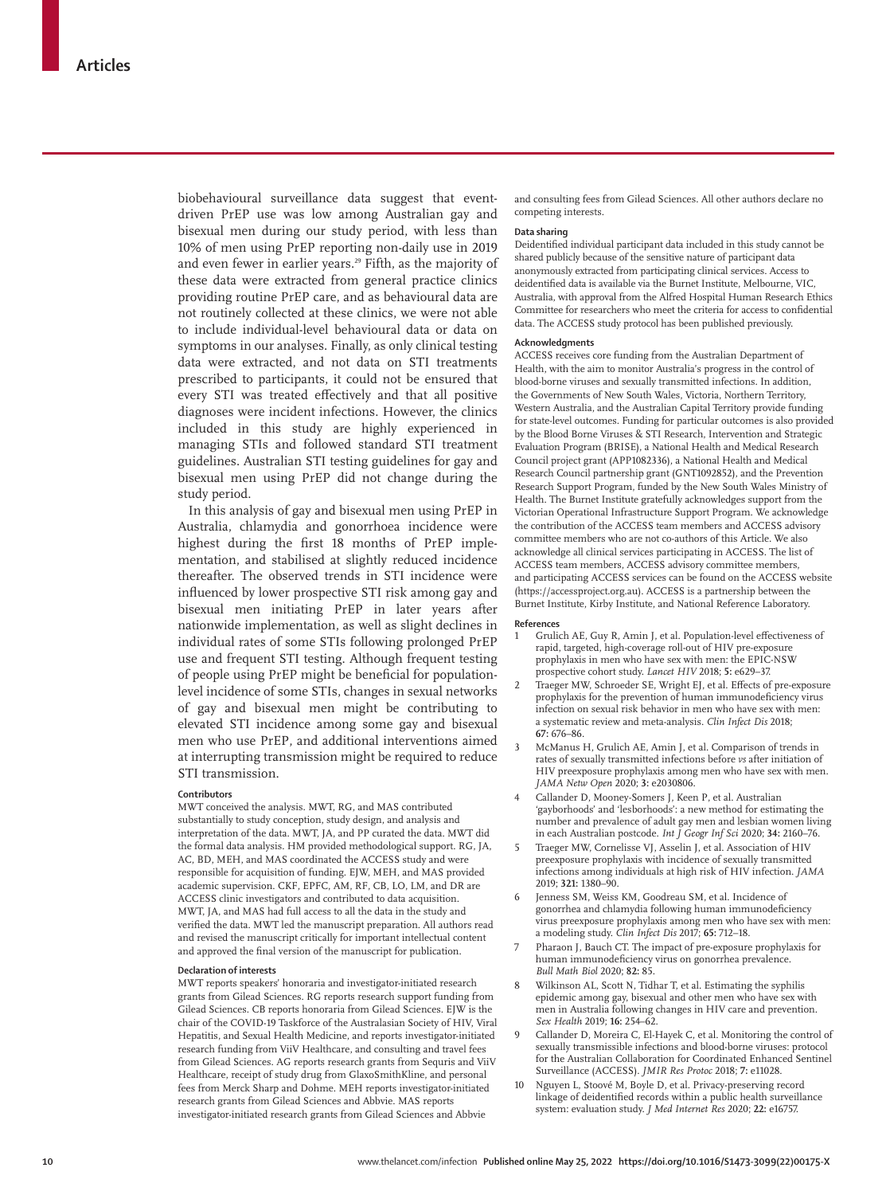biobehavioural surveillance data suggest that event-driven PrEP use was low among Australian gay and bisexual men during our study period, with less than 10% of men using PrEP reporting non-daily use in 2019 and even fewer in earlier years.[29] Fifth, as the majority of these data were extracted from general practice clinics providing routine PrEP care, and as behavioural data are not routinely collected at these clinics, we were not able to include individual-level behavioural data or data on symptoms in our analyses. Finally, as only clinical testing data were extracted, and not data on STI treatments prescribed to participants, it could not be ensured that every STI was treated effectively and that all positive diagnoses were incident infections. However, the clinics included in this study are highly experienced in managing STIs and followed standard STI treatment guidelines. Australian STI testing guidelines for gay and bisexual men using PrEP did not change during the study period.

In this analysis of gay and bisexual men using PrEP in Australia, chlamydia and gonorrhoea incidence were highest during the first 18 months of PrEP implementation, and stabilised at slightly reduced incidence thereafter. The observed trends in STI incidence were influenced by lower prospective STI risk among gay and bisexual men initiating PrEP in later years after nationwide implementation, as well as slight declines in individual rates of some STIs following prolonged PrEP use and frequent STI testing. Although frequent testing of people using PrEP might be beneficial for population-level incidence of some STIs, changes in sexual networks of gay and bisexual men might be contributing to elevated STI incidence among some gay and bisexual men who use PrEP, and additional interventions aimed at interrupting transmission might be required to reduce STI transmission.

#### Contributors

MWT conceived the analysis. MWT, RG, and MAS contributed substantially to study conception, study design, and analysis and interpretation of the data. MWT, JA, and PP curated the data. MWT did the formal data analysis. HM provided methodological support. RG, JA, AC, BD, MEH, and MAS coordinated the ACCESS study and were responsible for acquisition of funding. EJW, MEH, and MAS provided academic supervision. CKF, EPFC, AM, RF, CB, LO, LM, and DR are ACCESS clinic investigators and contributed to data acquisition. MWT, JA, and MAS had full access to all the data in the study and verified the data. MWT led the manuscript preparation. All authors read and revised the manuscript critically for important intellectual content and approved the final version of the manuscript for publication.

#### Declaration of interests

MWT reports speakers' honoraria and investigator-initiated research grants from Gilead Sciences. RG reports research support funding from Gilead Sciences. CB reports honoraria from Gilead Sciences. EJW is the chair of the COVID-19 Taskforce of the Australasian Society of HIV, Viral Hepatitis, and Sexual Health Medicine, and reports investigator-initiated research funding from ViiV Healthcare, and consulting and travel fees from Gilead Sciences. AG reports research grants from Sequris and ViiV Healthcare, receipt of study drug from GlaxoSmithKline, and personal fees from Merck Sharp and Dohme. MEH reports investigator-initiated research grants from Gilead Sciences and Abbvie. MAS reports investigator-initiated research grants from Gilead Sciences and Abbvie and consulting fees from Gilead Sciences. All other authors declare no competing interests.

#### Data sharing

Deidentified individual participant data included in this study cannot be shared publicly because of the sensitive nature of participant data anonymously extracted from participating clinical services. Access to deidentified data is available via the Burnet Institute, Melbourne, VIC, Australia, with approval from the Alfred Hospital Human Research Ethics Committee for researchers who meet the criteria for access to confidential data. The ACCESS study protocol has been published previously.

#### Acknowledgments

ACCESS receives core funding from the Australian Department of Health, with the aim to monitor Australia's progress in the control of blood-borne viruses and sexually transmitted infections. In addition, the Governments of New South Wales, Victoria, Northern Territory, Western Australia, and the Australian Capital Territory provide funding for state-level outcomes. Funding for particular outcomes is also provided by the Blood Borne Viruses & STI Research, Intervention and Strategic Evaluation Program (BRISE), a National Health and Medical Research Council project grant (APP1082336), a National Health and Medical Research Council partnership grant (GNT1092852), and the Prevention Research Support Program, funded by the New South Wales Ministry of Health. The Burnet Institute gratefully acknowledges support from the Victorian Operational Infrastructure Support Program. We acknowledge the contribution of the ACCESS team members and ACCESS advisory committee members who are not co-authors of this Article. We also acknowledge all clinical services participating in ACCESS. The list of ACCESS team members, ACCESS advisory committee members, and participating ACCESS services can be found on the ACCESS website (https://accessproject.org.au). ACCESS is a partnership between the Burnet Institute, Kirby Institute, and National Reference Laboratory.

#### References

1. Grulich AE, Guy R, Amin J, et al. Population-level effectiveness of rapid, targeted, high-coverage roll-out of HIV pre-exposure prophylaxis in men who have sex with men: the EPIC-NSW prospective cohort study. *Lancet HIV* 2018; **5:** e629–37.
2. Traeger MW, Schroeder SE, Wright EJ, et al. Effects of pre-exposure prophylaxis for the prevention of human immunodeficiency virus infection on sexual risk behavior in men who have sex with men: a systematic review and meta-analysis. *Clin Infect Dis* 2018; **67:** 676–86.
3. McManus H, Grulich AE, Amin J, et al. Comparison of trends in rates of sexually transmitted infections before *vs* after initiation of HIV preexposure prophylaxis among men who have sex with men. *JAMA Netw Open* 2020; **3:** e2030806.
4. Callander D, Mooney-Somers J, Keen P, et al. Australian 'gayborhoods' and 'lesborhoods': a new method for estimating the number and prevalence of adult gay men and lesbian women living in each Australian postcode. *Int J Geogr Inf Sci* 2020; **34:** 2160–76.
5. Traeger MW, Cornelisse VJ, Asselin J, et al. Association of HIV preexposure prophylaxis with incidence of sexually transmitted infections among individuals at high risk of HIV infection. *JAMA* 2019; **321:** 1380–90.
6. Jenness SM, Weiss KM, Goodreau SM, et al. Incidence of gonorrhea and chlamydia following human immunodeficiency virus preexposure prophylaxis among men who have sex with men: a modeling study. *Clin Infect Dis* 2017; **65:** 712–18.
7. Pharaon J, Bauch CT. The impact of pre-exposure prophylaxis for human immunodeficiency virus on gonorrhea prevalence. *Bull Math Biol* 2020; **82:** 85.
8. Wilkinson AL, Scott N, Tidhar T, et al. Estimating the syphilis epidemic among gay, bisexual and other men who have sex with men in Australia following changes in HIV care and prevention. *Sex Health* 2019; **16:** 254–62.
9. Callander D, Moreira C, El-Hayek C, et al. Monitoring the control of sexually transmissible infections and blood-borne viruses: protocol for the Australian Collaboration for Coordinated Enhanced Sentinel Surveillance (ACCESS). *JMIR Res Protoc* 2018; **7:** e11028.
10. Nguyen L, Stoové M, Boyle D, et al. Privacy-preserving record linkage of deidentified records within a public health surveillance system: evaluation study. *J Med Internet Res* 2020; **22:** e16757.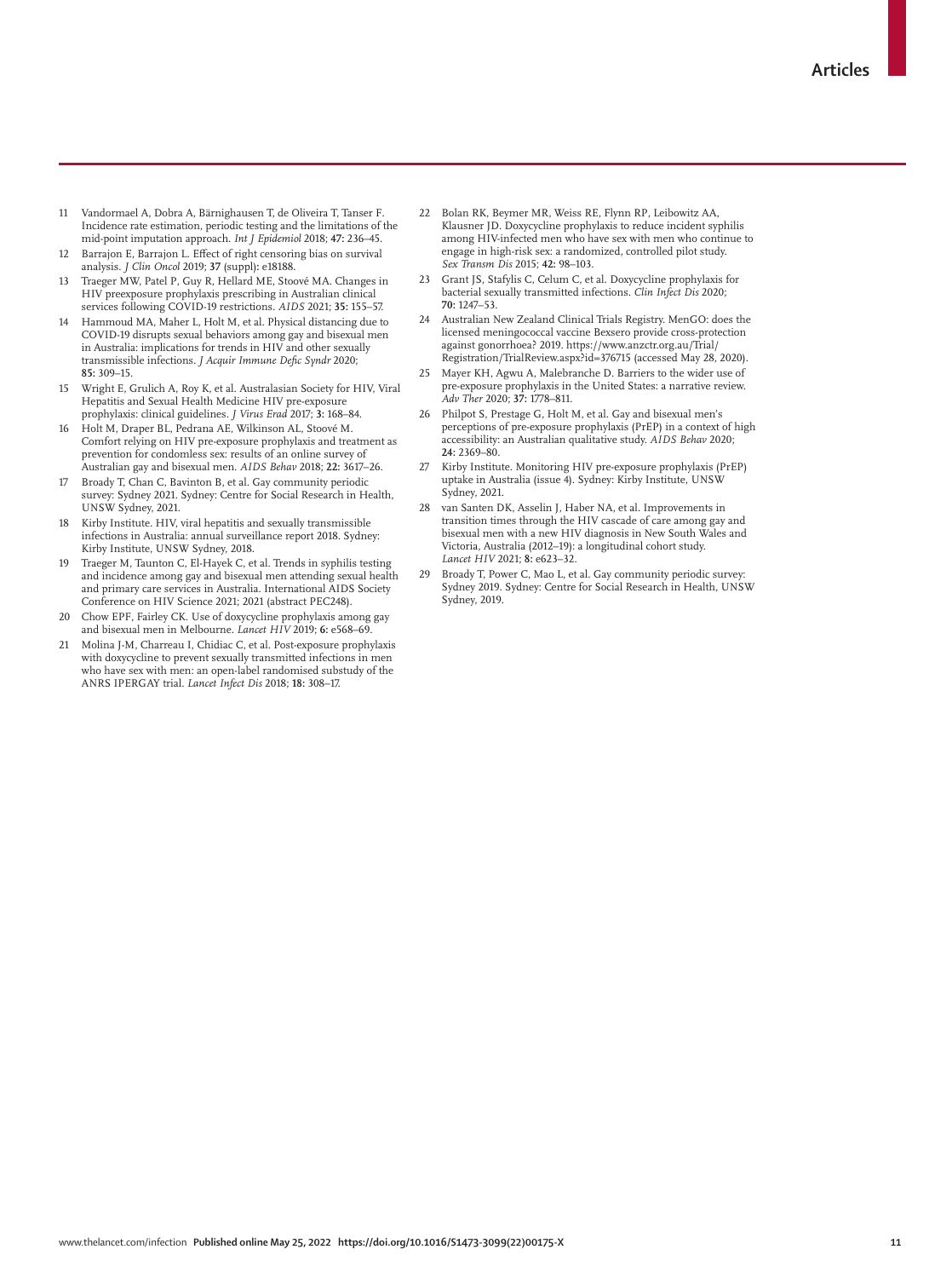11 Vandormael A, Dobra A, Bärnighausen T, de Oliveira T, Tanser F. Incidence rate estimation, periodic testing and the limitations of the mid-point imputation approach. *Int J Epidemiol* 2018; **47:** 236–45.

12 Barrajon E, Barrajon L. Effect of right censoring bias on survival analysis. *J Clin Oncol* 2019; **37** (suppl)**:** e18188.

13 Traeger MW, Patel P, Guy R, Hellard ME, Stoové MA. Changes in HIV preexposure prophylaxis prescribing in Australian clinical services following COVID-19 restrictions. *AIDS* 2021; **35:** 155–57.

14 Hammoud MA, Maher L, Holt M, et al. Physical distancing due to COVID-19 disrupts sexual behaviors among gay and bisexual men in Australia: implications for trends in HIV and other sexually transmissible infections. *J Acquir Immune Defic Syndr* 2020; **85:** 309–15.

15 Wright E, Grulich A, Roy K, et al. Australasian Society for HIV, Viral Hepatitis and Sexual Health Medicine HIV pre-exposure prophylaxis: clinical guidelines. *J Virus Erad* 2017; **3:** 168–84.

16 Holt M, Draper BL, Pedrana AE, Wilkinson AL, Stoové M. Comfort relying on HIV pre-exposure prophylaxis and treatment as prevention for condomless sex: results of an online survey of Australian gay and bisexual men. *AIDS Behav* 2018; **22:** 3617–26.

17 Broady T, Chan C, Bavinton B, et al. Gay community periodic survey: Sydney 2021. Sydney: Centre for Social Research in Health, UNSW Sydney, 2021.

18 Kirby Institute. HIV, viral hepatitis and sexually transmissible infections in Australia: annual surveillance report 2018. Sydney: Kirby Institute, UNSW Sydney, 2018.

19 Traeger M, Taunton C, El-Hayek C, et al. Trends in syphilis testing and incidence among gay and bisexual men attending sexual health and primary care services in Australia. International AIDS Society Conference on HIV Science 2021; 2021 (abstract PEC248).

20 Chow EPF, Fairley CK. Use of doxycycline prophylaxis among gay and bisexual men in Melbourne. *Lancet HIV* 2019; **6:** e568–69.

21 Molina J-M, Charreau I, Chidiac C, et al. Post-exposure prophylaxis with doxycycline to prevent sexually transmitted infections in men who have sex with men: an open-label randomised substudy of the ANRS IPERGAY trial. *Lancet Infect Dis* 2018; **18:** 308–17.

22 Bolan RK, Beymer MR, Weiss RE, Flynn RP, Leibowitz AA, Klausner JD. Doxycycline prophylaxis to reduce incident syphilis among HIV-infected men who have sex with men who continue to engage in high-risk sex: a randomized, controlled pilot study. *Sex Transm Dis* 2015; **42:** 98–103.

23 Grant JS, Stafylis C, Celum C, et al. Doxycycline prophylaxis for bacterial sexually transmitted infections. *Clin Infect Dis* 2020; **70:** 1247–53.

24 Australian New Zealand Clinical Trials Registry. MenGO: does the licensed meningococcal vaccine Bexsero provide cross-protection against gonorrhoea? 2019. https://www.anzctr.org.au/Trial/Registration/TrialReview.aspx?id=376715 (accessed May 28, 2020).

25 Mayer KH, Agwu A, Malebranche D. Barriers to the wider use of pre-exposure prophylaxis in the United States: a narrative review. *Adv Ther* 2020; **37:** 1778–811.

26 Philpot S, Prestage G, Holt M, et al. Gay and bisexual men's perceptions of pre-exposure prophylaxis (PrEP) in a context of high accessibility: an Australian qualitative study. *AIDS Behav* 2020; **24:** 2369–80.

27 Kirby Institute. Monitoring HIV pre-exposure prophylaxis (PrEP) uptake in Australia (issue 4). Sydney: Kirby Institute, UNSW Sydney, 2021.

28 van Santen DK, Asselin J, Haber NA, et al. Improvements in transition times through the HIV cascade of care among gay and bisexual men with a new HIV diagnosis in New South Wales and Victoria, Australia (2012–19): a longitudinal cohort study. *Lancet HIV* 2021; **8:** e623–32.

29 Broady T, Power C, Mao L, et al. Gay community periodic survey: Sydney 2019. Sydney: Centre for Social Research in Health, UNSW Sydney, 2019.